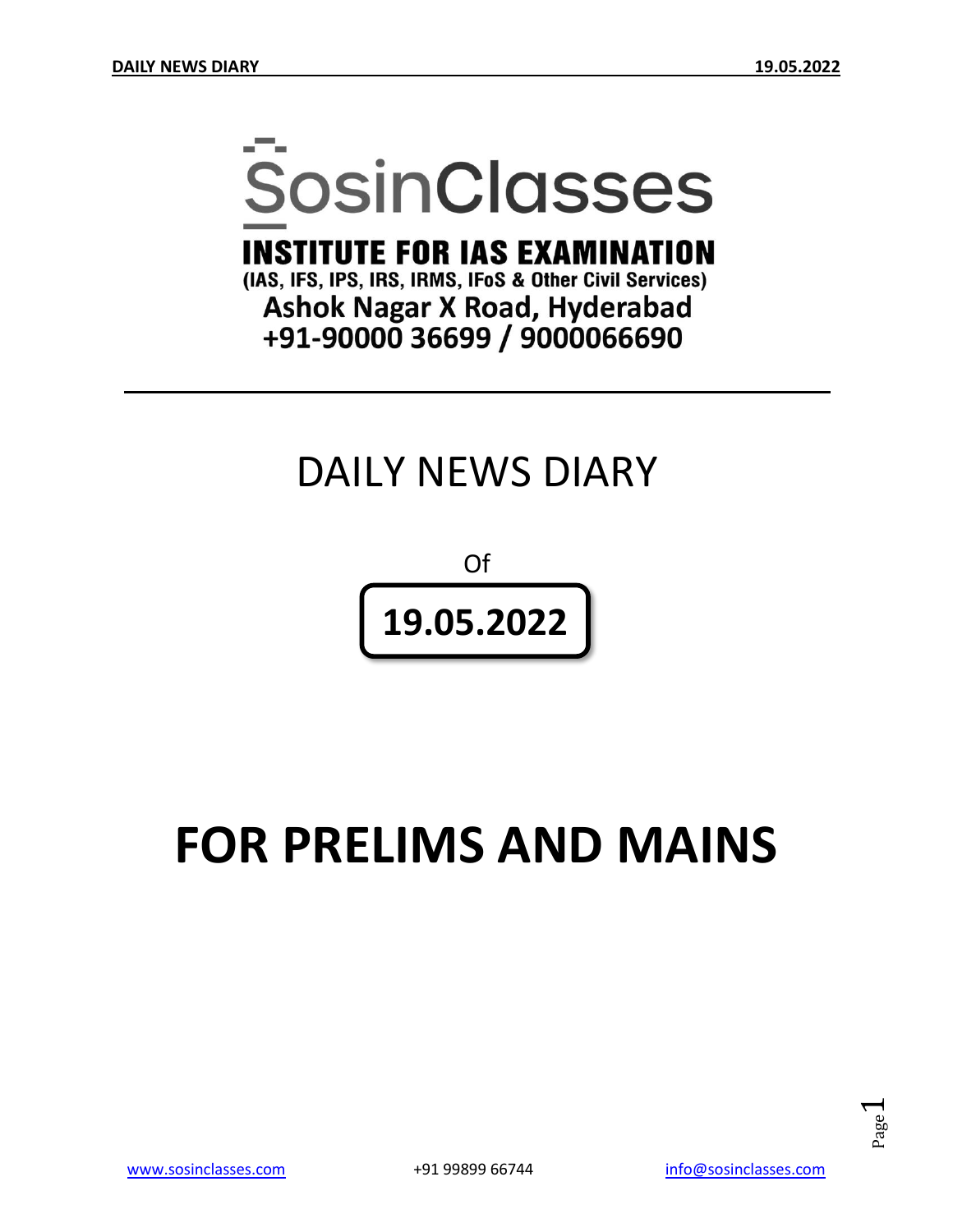# SosinClasses

**INSTITUTE FOR IAS EXAMINATION**

**(IAS, IFS, IPS, IRS, IRMS, IFoS & Other Civil Services)**

**Ashok Nagar X Road, Hyderabad**

**+91-90000 36699 / 9000066690**

---

# DAILY NEWS DIARY

Of

**19.05.2022**

# FOR PRELIMS AND MAINS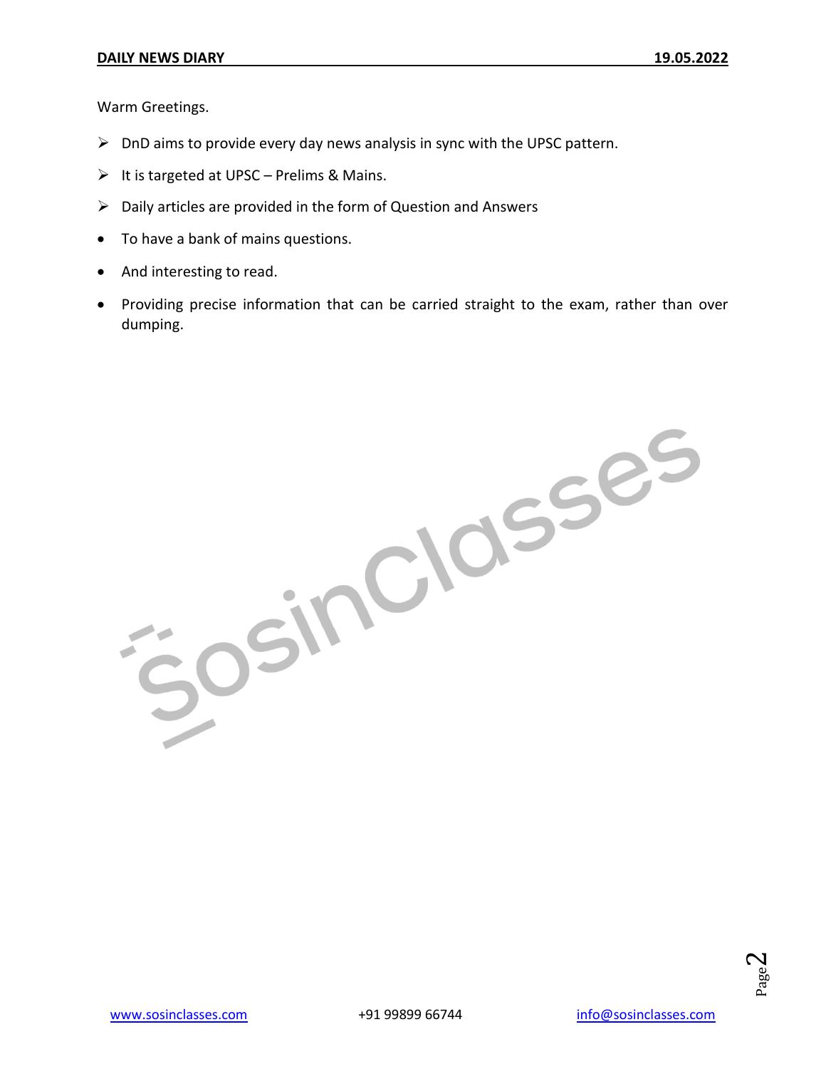Warm Greetings.

- DnD aims to provide every day news analysis in sync with the UPSC pattern.
- It is targeted at UPSC – Prelims & Mains.
- Daily articles are provided in the form of Question and Answers

- To have a bank of mains questions.
- And interesting to read.
- Providing precise information that can be carried straight to the exam, rather than over dumping.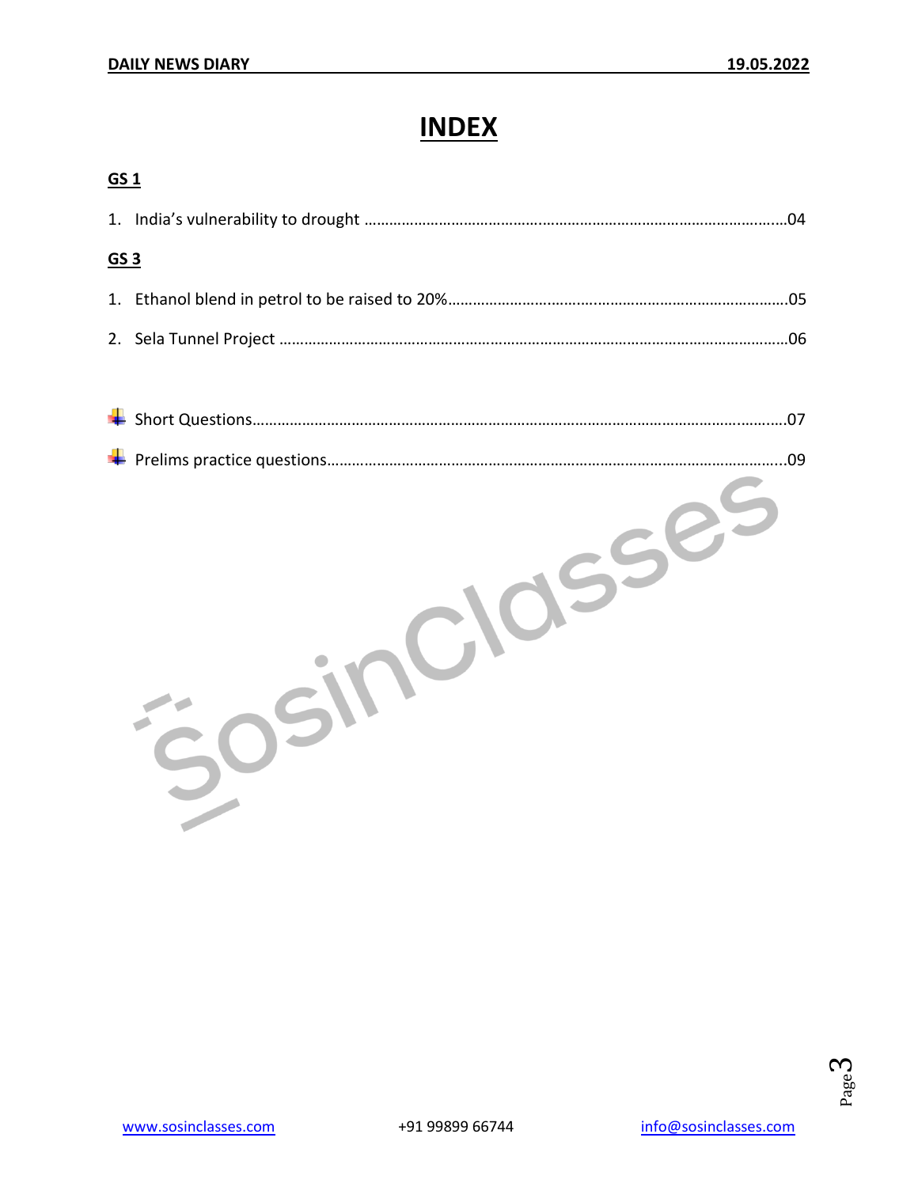# INDEX

## GS 1

1. India's vulnerability to drought ……………………………………………………………………………………04

## GS 3

1. Ethanol blend in petrol to be raised to 20%……………………………………………………………………05
2. Sela Tunnel Project …………………………………………………………………………………………………06

- Short Questions…………………………………………………………………………………………………………07
- Prelims practice questions……………………………………………………………………………………………09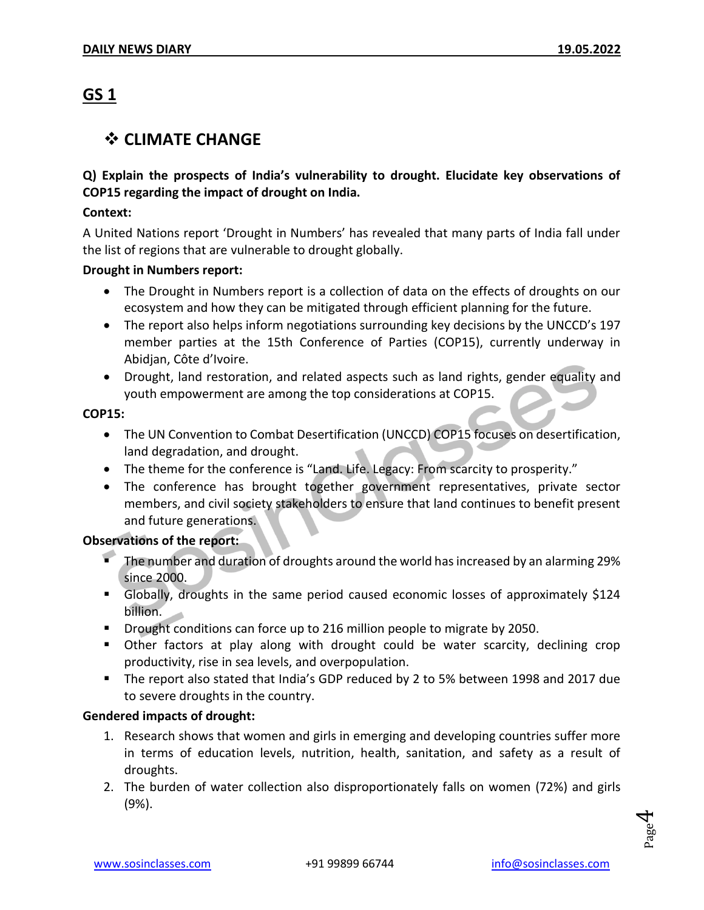## GS 1

### ❖ CLIMATE CHANGE

**Q) Explain the prospects of India's vulnerability to drought. Elucidate key observations of COP15 regarding the impact of drought on India.**

**Context:**

A United Nations report 'Drought in Numbers' has revealed that many parts of India fall under the list of regions that are vulnerable to drought globally.

**Drought in Numbers report:**

- The Drought in Numbers report is a collection of data on the effects of droughts on our ecosystem and how they can be mitigated through efficient planning for the future.
- The report also helps inform negotiations surrounding key decisions by the UNCCD's 197 member parties at the 15th Conference of Parties (COP15), currently underway in Abidjan, Côte d'Ivoire.
- Drought, land restoration, and related aspects such as land rights, gender equality and youth empowerment are among the top considerations at COP15.

**COP15:**

- The UN Convention to Combat Desertification (UNCCD) COP15 focuses on desertification, land degradation, and drought.
- The theme for the conference is "Land. Life. Legacy: From scarcity to prosperity."
- The conference has brought together government representatives, private sector members, and civil society stakeholders to ensure that land continues to benefit present and future generations.

**Observations of the report:**

- The number and duration of droughts around the world has increased by an alarming 29% since 2000.
- Globally, droughts in the same period caused economic losses of approximately $124 billion.
- Drought conditions can force up to 216 million people to migrate by 2050.
- Other factors at play along with drought could be water scarcity, declining crop productivity, rise in sea levels, and overpopulation.
- The report also stated that India's GDP reduced by 2 to 5% between 1998 and 2017 due to severe droughts in the country.

**Gendered impacts of drought:**

1. Research shows that women and girls in emerging and developing countries suffer more in terms of education levels, nutrition, health, sanitation, and safety as a result of droughts.
2. The burden of water collection also disproportionately falls on women (72%) and girls (9%).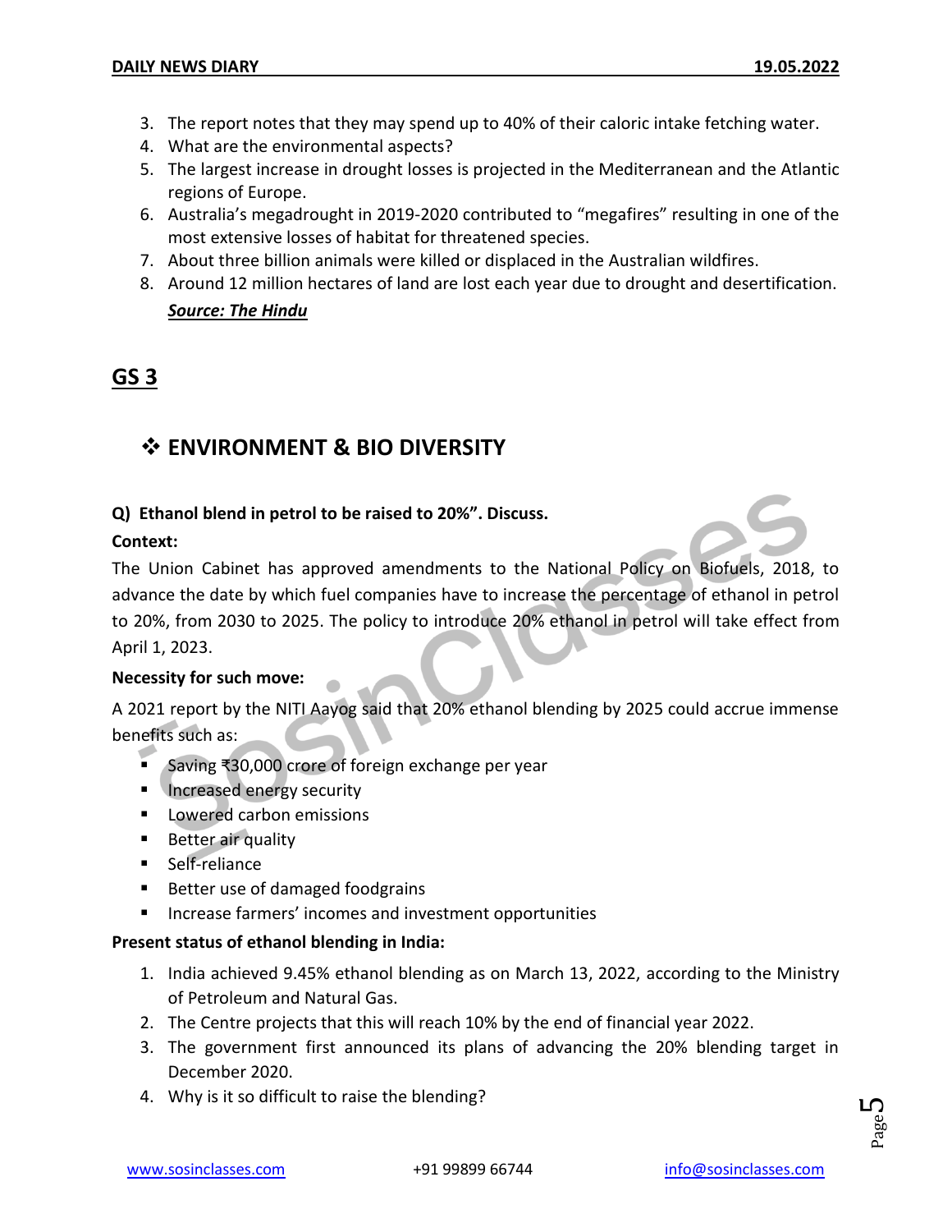3. The report notes that they may spend up to 40% of their caloric intake fetching water.
4. What are the environmental aspects?
5. The largest increase in drought losses is projected in the Mediterranean and the Atlantic regions of Europe.
6. Australia's megadrought in 2019-2020 contributed to "megafires" resulting in one of the most extensive losses of habitat for threatened species.
7. About three billion animals were killed or displaced in the Australian wildfires.
8. Around 12 million hectares of land are lost each year due to drought and desertification.

***Source: The Hindu***

# GS 3

## ❖ ENVIRONMENT & BIO DIVERSITY

**Q) Ethanol blend in petrol to be raised to 20%". Discuss.**

**Context:**

The Union Cabinet has approved amendments to the National Policy on Biofuels, 2018, to advance the date by which fuel companies have to increase the percentage of ethanol in petrol to 20%, from 2030 to 2025. The policy to introduce 20% ethanol in petrol will take effect from April 1, 2023.

**Necessity for such move:**

A 2021 report by the NITI Aayog said that 20% ethanol blending by 2025 could accrue immense benefits such as:

- Saving ₹30,000 crore of foreign exchange per year
- Increased energy security
- Lowered carbon emissions
- Better air quality
- Self-reliance
- Better use of damaged foodgrains
- Increase farmers' incomes and investment opportunities

**Present status of ethanol blending in India:**

1. India achieved 9.45% ethanol blending as on March 13, 2022, according to the Ministry of Petroleum and Natural Gas.
2. The Centre projects that this will reach 10% by the end of financial year 2022.
3. The government first announced its plans of advancing the 20% blending target in December 2020.
4. Why is it so difficult to raise the blending?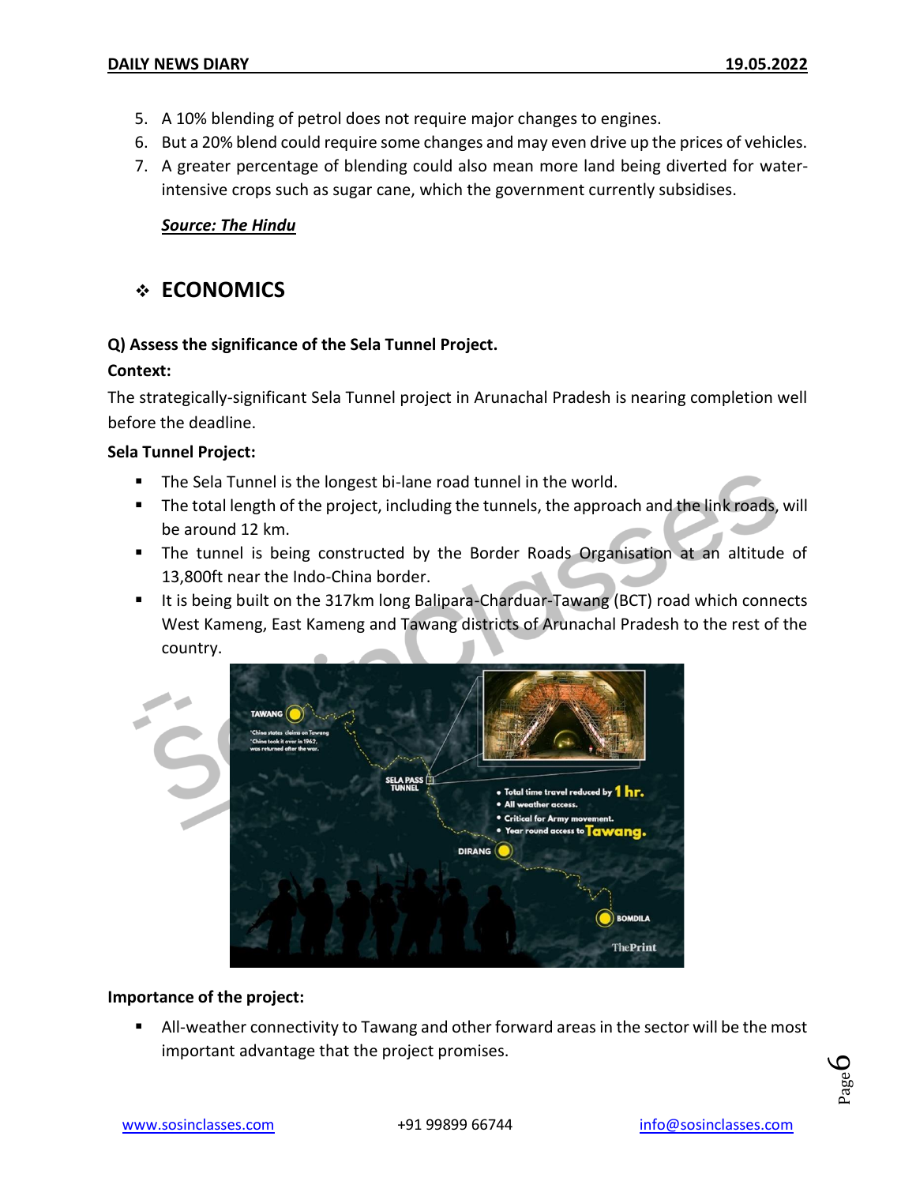5. A 10% blending of petrol does not require major changes to engines.
6. But a 20% blend could require some changes and may even drive up the prices of vehicles.
7. A greater percentage of blending could also mean more land being diverted for water-intensive crops such as sugar cane, which the government currently subsidises.

***Source: The Hindu***

## ❖ ECONOMICS

**Q) Assess the significance of the Sela Tunnel Project.**

**Context:**

The strategically-significant Sela Tunnel project in Arunachal Pradesh is nearing completion well before the deadline.

**Sela Tunnel Project:**

- The Sela Tunnel is the longest bi-lane road tunnel in the world.
- The total length of the project, including the tunnels, the approach and the link roads, will be around 12 km.
- The tunnel is being constructed by the Border Roads Organisation at an altitude of 13,800ft near the Indo-China border.
- It is being built on the 317km long Balipara-Charduar-Tawang (BCT) road which connects West Kameng, East Kameng and Tawang districts of Arunachal Pradesh to the rest of the country.

**Importance of the project:**

- All-weather connectivity to Tawang and other forward areas in the sector will be the most important advantage that the project promises.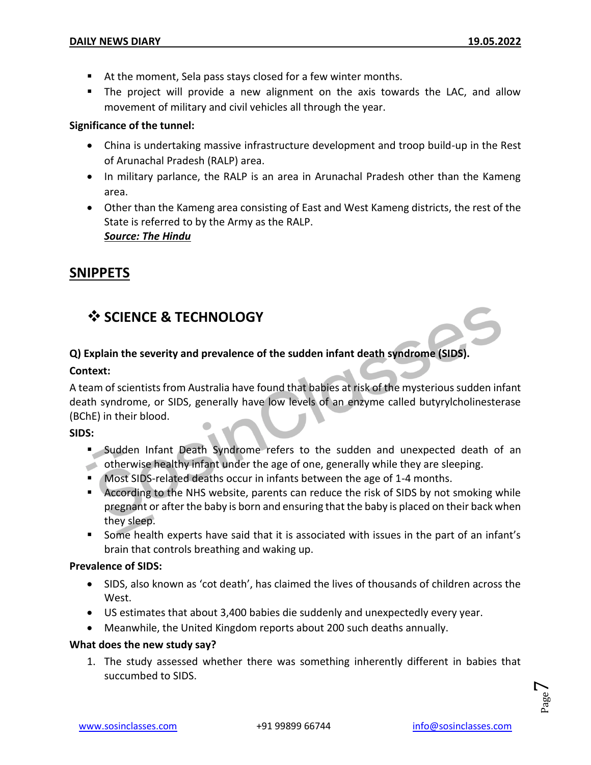- At the moment, Sela pass stays closed for a few winter months.
- The project will provide a new alignment on the axis towards the LAC, and allow movement of military and civil vehicles all through the year.

**Significance of the tunnel:**

- China is undertaking massive infrastructure development and troop build-up in the Rest of Arunachal Pradesh (RALP) area.
- In military parlance, the RALP is an area in Arunachal Pradesh other than the Kameng area.
- Other than the Kameng area consisting of East and West Kameng districts, the rest of the State is referred to by the Army as the RALP.
  ***Source: The Hindu***

## SNIPPETS

### ❖ SCIENCE & TECHNOLOGY

**Q) Explain the severity and prevalence of the sudden infant death syndrome (SIDS).**

**Context:**

A team of scientists from Australia have found that babies at risk of the mysterious sudden infant death syndrome, or SIDS, generally have low levels of an enzyme called butyrylcholinesterase (BChE) in their blood.

**SIDS:**

- Sudden Infant Death Syndrome refers to the sudden and unexpected death of an otherwise healthy infant under the age of one, generally while they are sleeping.
- Most SIDS-related deaths occur in infants between the age of 1-4 months.
- According to the NHS website, parents can reduce the risk of SIDS by not smoking while pregnant or after the baby is born and ensuring that the baby is placed on their back when they sleep.
- Some health experts have said that it is associated with issues in the part of an infant's brain that controls breathing and waking up.

**Prevalence of SIDS:**

- SIDS, also known as 'cot death', has claimed the lives of thousands of children across the West.
- US estimates that about 3,400 babies die suddenly and unexpectedly every year.
- Meanwhile, the United Kingdom reports about 200 such deaths annually.

**What does the new study say?**

1. The study assessed whether there was something inherently different in babies that succumbed to SIDS.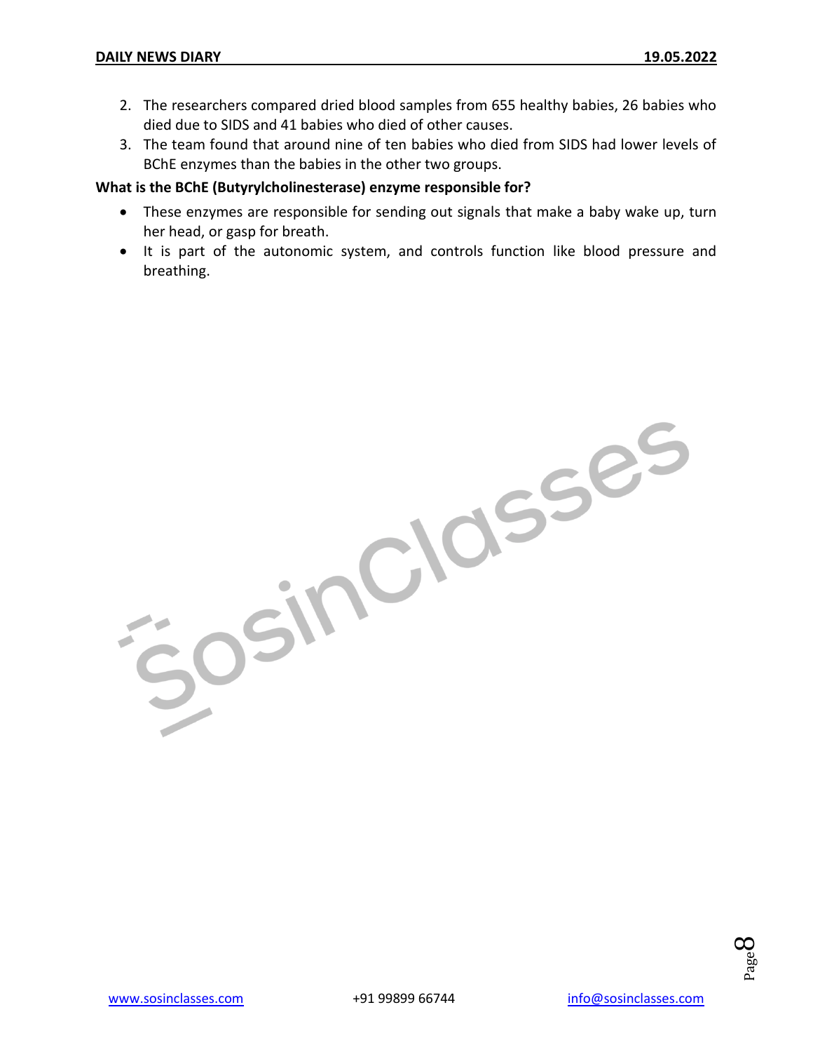2. The researchers compared dried blood samples from 655 healthy babies, 26 babies who died due to SIDS and 41 babies who died of other causes.
3. The team found that around nine of ten babies who died from SIDS had lower levels of BChE enzymes than the babies in the other two groups.

**What is the BChE (Butyrylcholinesterase) enzyme responsible for?**

- These enzymes are responsible for sending out signals that make a baby wake up, turn her head, or gasp for breath.
- It is part of the autonomic system, and controls function like blood pressure and breathing.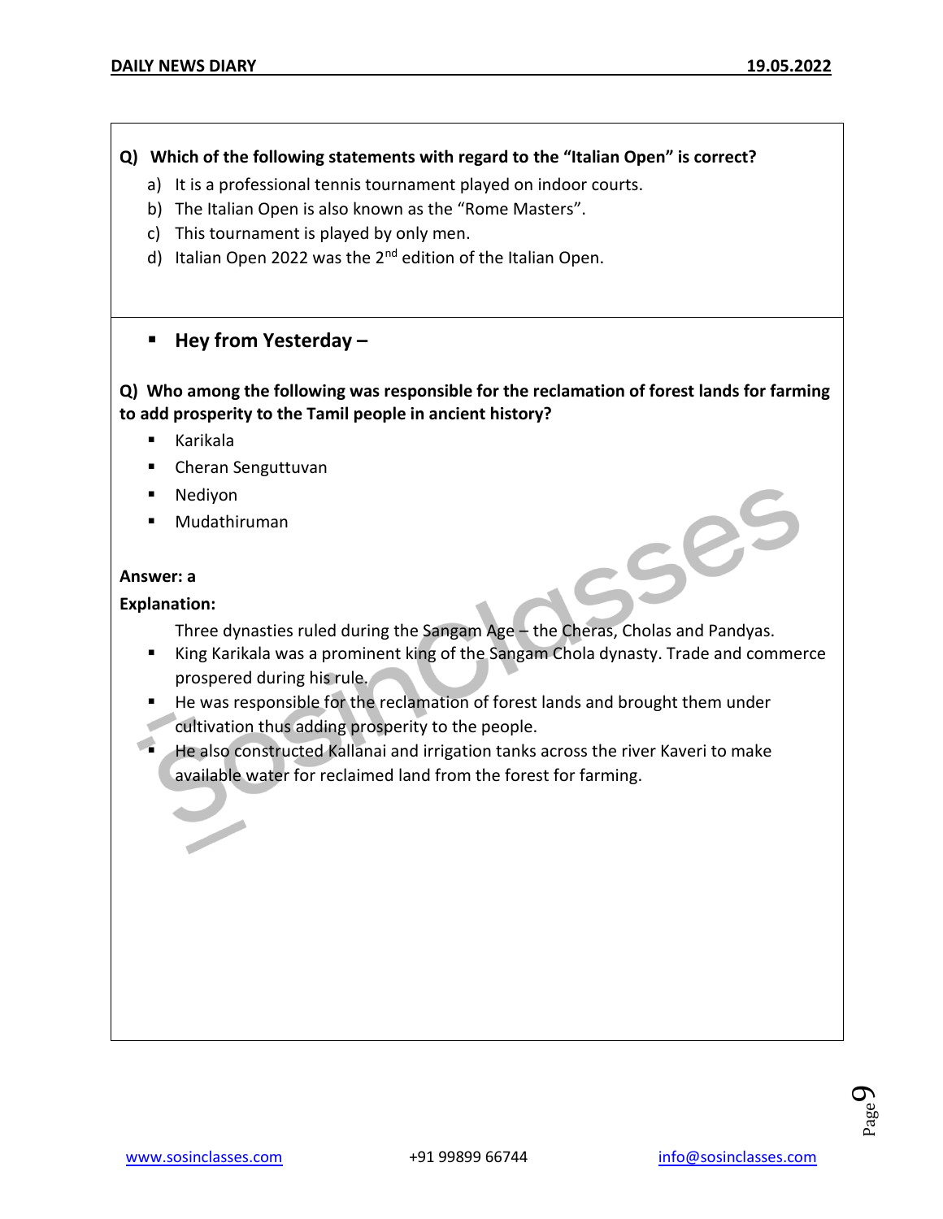**Q) Which of the following statements with regard to the "Italian Open" is correct?**

a) It is a professional tennis tournament played on indoor courts.
b) The Italian Open is also known as the "Rome Masters".
c) This tournament is played by only men.
d) Italian Open 2022 was the 2nd edition of the Italian Open.

- **Hey from Yesterday –**

**Q) Who among the following was responsible for the reclamation of forest lands for farming to add prosperity to the Tamil people in ancient history?**

- Karikala
- Cheran Senguttuvan
- Nediyon
- Mudathiruman

**Answer: a**

**Explanation:**

Three dynasties ruled during the Sangam Age – the Cheras, Cholas and Pandyas.

- King Karikala was a prominent king of the Sangam Chola dynasty. Trade and commerce prospered during his rule.
- He was responsible for the reclamation of forest lands and brought them under cultivation thus adding prosperity to the people.
- He also constructed Kallanai and irrigation tanks across the river Kaveri to make available water for reclaimed land from the forest for farming.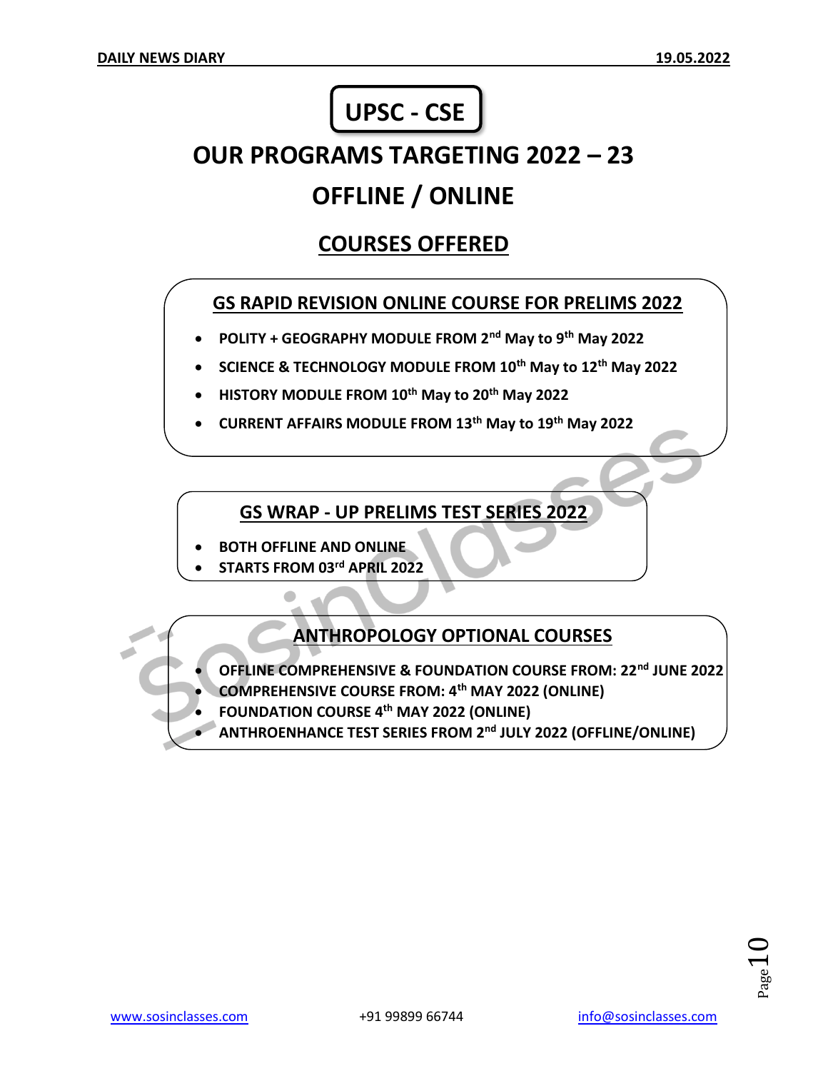# UPSC - CSE

# OUR PROGRAMS TARGETING 2022 – 23

# OFFLINE / ONLINE

## COURSES OFFERED

### GS RAPID REVISION ONLINE COURSE FOR PRELIMS 2022

- **POLITY + GEOGRAPHY MODULE FROM 2nd May to 9th May 2022**
- **SCIENCE & TECHNOLOGY MODULE FROM 10th May to 12th May 2022**
- **HISTORY MODULE FROM 10th May to 20th May 2022**
- **CURRENT AFFAIRS MODULE FROM 13th May to 19th May 2022**

### GS WRAP - UP PRELIMS TEST SERIES 2022

- **BOTH OFFLINE AND ONLINE**
- **STARTS FROM 03rd APRIL 2022**

### ANTHROPOLOGY OPTIONAL COURSES

- **OFFLINE COMPREHENSIVE & FOUNDATION COURSE FROM: 22nd JUNE 2022**
- **COMPREHENSIVE COURSE FROM: 4th MAY 2022 (ONLINE)**
- **FOUNDATION COURSE 4th MAY 2022 (ONLINE)**
- **ANTHROENHANCE TEST SERIES FROM 2nd JULY 2022 (OFFLINE/ONLINE)**